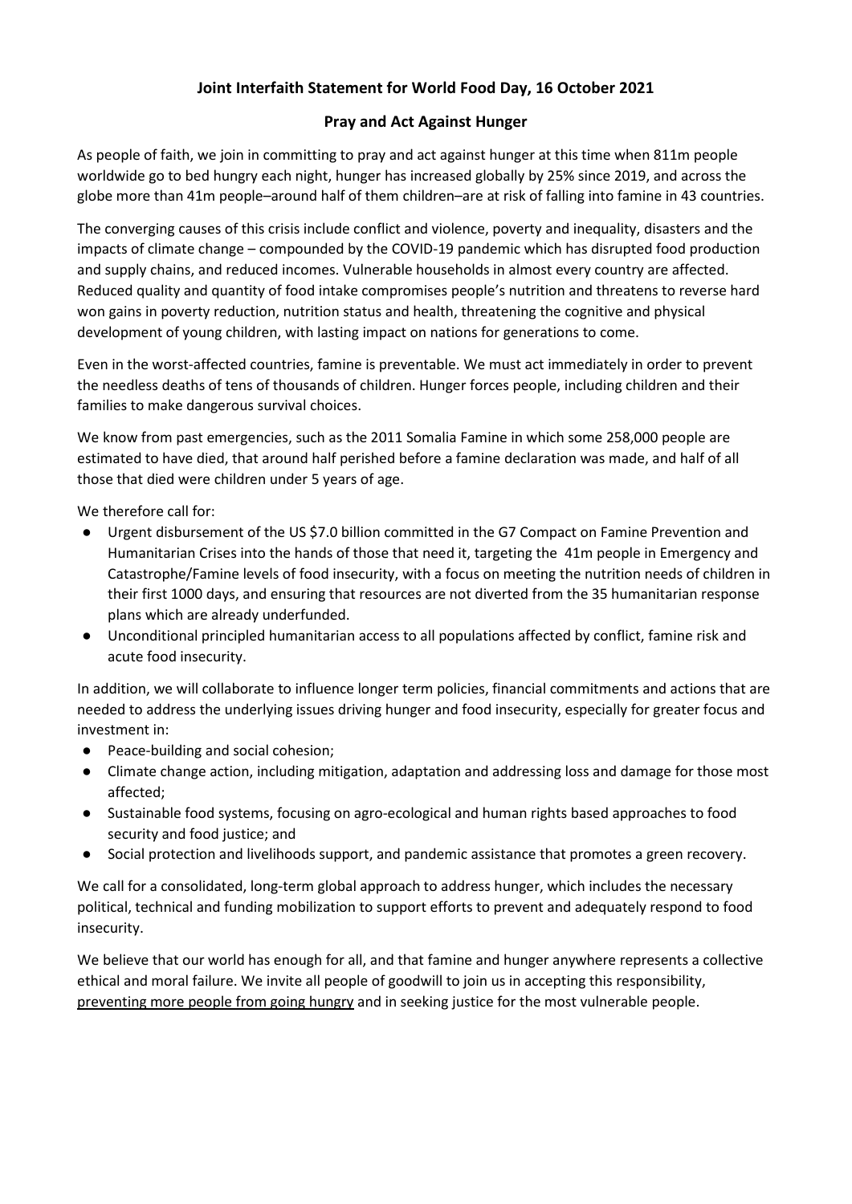# Joint Interfaith Statement for World Food Day, 16 October 2021

## Pray and Act Against Hunger

As people of faith, we join in committing to pray and act against hunger at this time when 811m people worldwide go to bed hungry each night, hunger has increased globally by 25% since 2019, and across the globe more than 41m people–around half of them children–are at risk of falling into famine in 43 countries.

The converging causes of this crisis include conflict and violence, poverty and inequality, disasters and the impacts of climate change – compounded by the COVID-19 pandemic which has disrupted food production and supply chains, and reduced incomes. Vulnerable households in almost every country are affected. Reduced quality and quantity of food intake compromises people's nutrition and threatens to reverse hard won gains in poverty reduction, nutrition status and health, threatening the cognitive and physical development of young children, with lasting impact on nations for generations to come.

Even in the worst-affected countries, famine is preventable. We must act immediately in order to prevent the needless deaths of tens of thousands of children. Hunger forces people, including children and their families to make dangerous survival choices.

We know from past emergencies, such as the 2011 Somalia Famine in which some 258,000 people are estimated to have died, that around half perished before a famine declaration was made, and half of all those that died were children under 5 years of age.

We therefore call for:

- Urgent disbursement of the US $7.0 billion committed in the G7 Compact on Famine Prevention and Humanitarian Crises into the hands of those that need it, targeting the 41m people in Emergency and Catastrophe/Famine levels of food insecurity, with a focus on meeting the nutrition needs of children in their first 1000 days, and ensuring that resources are not diverted from the 35 humanitarian response plans which are already underfunded.
- Unconditional principled humanitarian access to all populations affected by conflict, famine risk and acute food insecurity.

In addition, we will collaborate to influence longer term policies, financial commitments and actions that are needed to address the underlying issues driving hunger and food insecurity, especially for greater focus and investment in:

- Peace-building and social cohesion;
- Climate change action, including mitigation, adaptation and addressing loss and damage for those most affected;
- Sustainable food systems, focusing on agro-ecological and human rights based approaches to food security and food justice; and
- Social protection and livelihoods support, and pandemic assistance that promotes a green recovery.

We call for a consolidated, long-term global approach to address hunger, which includes the necessary political, technical and funding mobilization to support efforts to prevent and adequately respond to food insecurity.

We believe that our world has enough for all, and that famine and hunger anywhere represents a collective ethical and moral failure. We invite all people of goodwill to join us in accepting this responsibility, preventing more people from going hungry and in seeking justice for the most vulnerable people.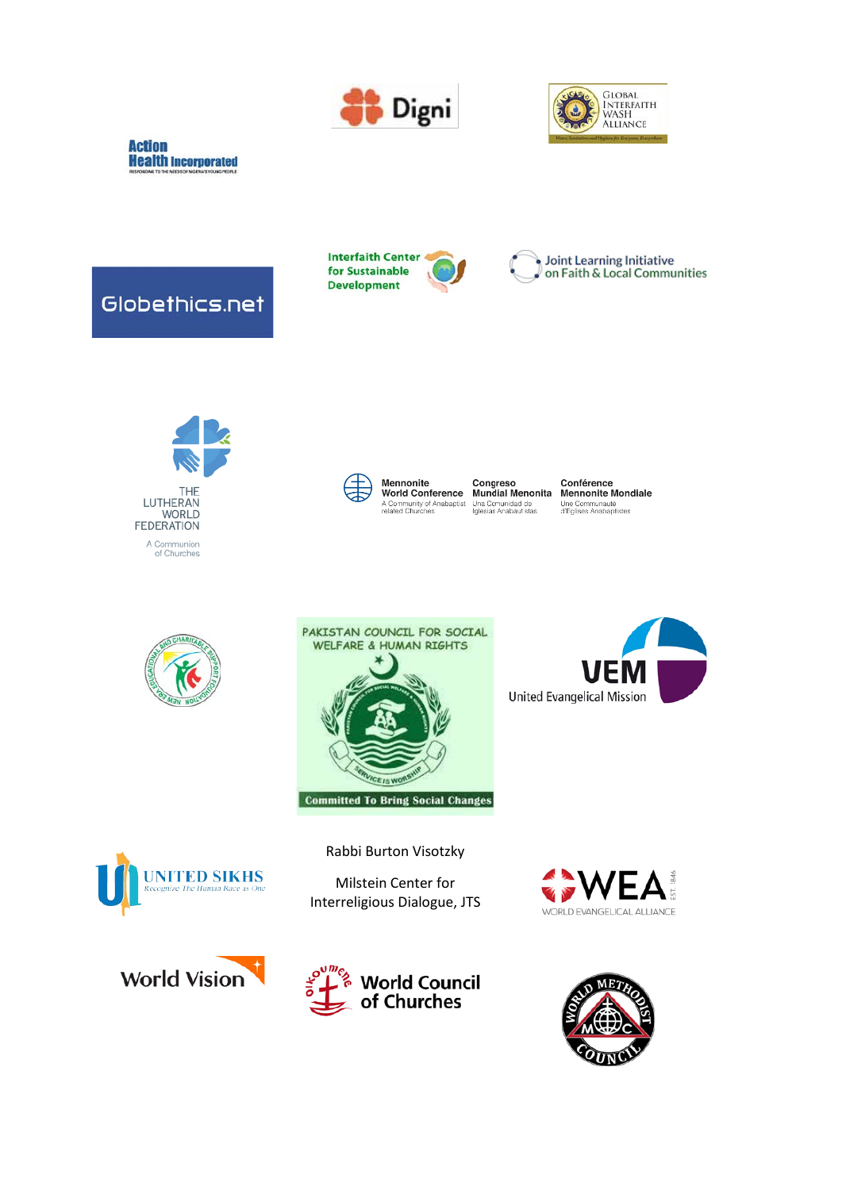Digni

Global Interfaith WASH Alliance

Water, Sanitation and Hygiene for Everyone, Everywhere

Action Health Incorporated

RESPONDING TO THE NEEDS OF NIGERIA'S YOUNG PEOPLE

Globethics.net

Interfaith Center for Sustainable Development

Joint Learning Initiative on Faith & Local Communities

THE LUTHERAN WORLD FEDERATION

A Communion of Churches

Mennonite World Conference
A Community of Anabaptist related Churches

Congreso Mundial Menonita
Una Comunidad de Iglesias Anabautistas

Conférence Mennonite Mondiale
Une Communauté d'Eglises Anabaptistes

New Era Educational and Charitable Support Foundation

PAKISTAN COUNCIL FOR SOCIAL WELFARE & HUMAN RIGHTS

Service is Worship

Committed To Bring Social Changes

VEM

United Evangelical Mission

UNITED SIKHS

Recognize The Human Race as One

Rabbi Burton Visotzky

Milstein Center for Interreligious Dialogue, JTS

WEA

WORLD EVANGELICAL ALLIANCE

EST. 1846

World Vision

World Council of Churches

World Methodist Council